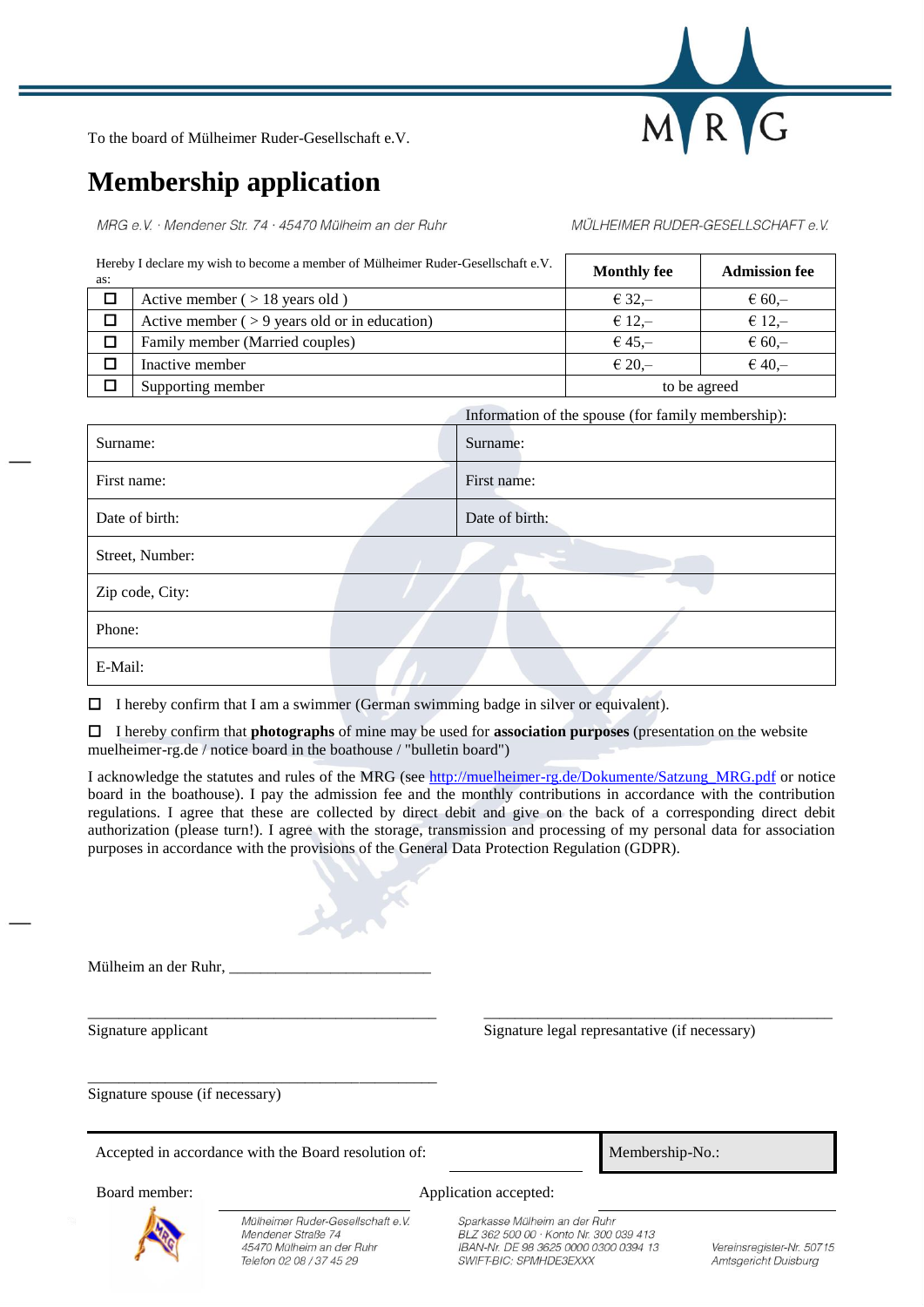To the board of Mülheimer Ruder-Gesellschaft e.V.

# Membership application

*MRG e.V. · Mendener Str. 74 · 45470 Mülheim an der Ruhr* — *MÜLHEIMER RUDER-GESELLSCHAFT e.V.*

| Hereby I declare my wish to become a member of Mülheimer Ruder-Gesellschaft e.V. as: | | **Monthly fee** | **Admission fee** |
|---|---|---|---|
| ☐ | Active member ( > 18 years old ) | € 32,– | € 60,– |
| ☐ | Active member ( > 9 years old or in education) | € 12,– | € 12,– |
| ☐ | Family member (Married couples) | € 45,– | € 60,– |
| ☐ | Inactive member | € 20,– | € 40,– |
| ☐ | Supporting member | to be agreed | |

| | Information of the spouse (for family membership): |
|---|---|
| Surname: | Surname: |
| First name: | First name: |
| Date of birth: | Date of birth: |
| Street, Number: | |
| Zip code, City: | |
| Phone: | |
| E-Mail: | |

☐ I hereby confirm that I am a swimmer (German swimming badge in silver or equivalent).

☐ I hereby confirm that **photographs** of mine may be used for **association purposes** (presentation on the website muelheimer-rg.de / notice board in the boathouse / "bulletin board")

I acknowledge the statutes and rules of the MRG (see http://muelheimer-rg.de/Dokumente/Satzung_MRG.pdf or notice board in the boathouse). I pay the admission fee and the monthly contributions in accordance with the contribution regulations. I agree that these are collected by direct debit and give on the back of a corresponding direct debit authorization (please turn!). I agree with the storage, transmission and processing of my personal data for association purposes in accordance with the provisions of the General Data Protection Regulation (GDPR).

Mülheim an der Ruhr, ___________________________

_______________________________________________ 
Signature applicant

_______________________________________________ 
Signature legal represantative (if necessary)

_______________________________________________ 
Signature spouse (if necessary)

| Accepted in accordance with the Board resolution of: | | Membership-No.: |
|---|---|---|

Board member: ____________________ Application accepted: ____________________

*Mülheimer Ruder-Gesellschaft e.V.*
*Mendener Straße 74*
*45470 Mülheim an der Ruhr*
*Telefon 02 08 / 37 45 29*

*Sparkasse Mülheim an der Ruhr*
*BLZ 362 500 00 · Konto Nr. 300 039 413*
*IBAN-Nr. DE 98 3625 0000 0300 0394 13*
*SWIFT-BIC: SPMHDE3EXXX*

*Vereinsregister-Nr. 50715*
*Amtsgericht Duisburg*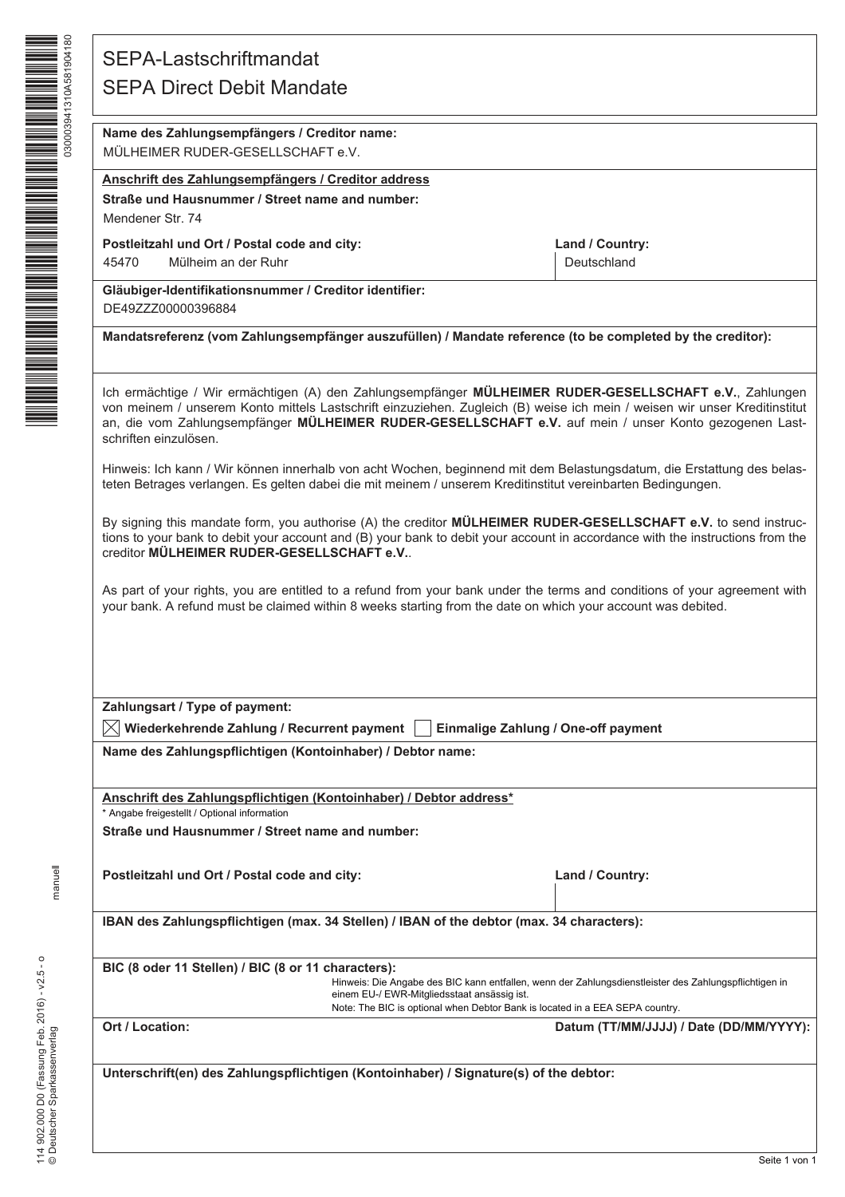# SEPA-Lastschriftmandat
# SEPA Direct Debit Mandate

**Name des Zahlungsempfängers / Creditor name:**
MÜLHEIMER RUDER-GESELLSCHAFT e.V.

**Anschrift des Zahlungsempfängers / Creditor address**

**Straße und Hausnummer / Street name and number:**
Mendener Str. 74

**Postleitzahl und Ort / Postal code and city:**
45470 Mülheim an der Ruhr

**Land / Country:**
Deutschland

**Gläubiger-Identifikationsnummer / Creditor identifier:**
DE49ZZZ00000396884

**Mandatsreferenz (vom Zahlungsempfänger auszufüllen) / Mandate reference (to be completed by the creditor):**

Ich ermächtige / Wir ermächtigen (A) den Zahlungsempfänger **MÜLHEIMER RUDER-GESELLSCHAFT e.V.**, Zahlungen von meinem / unserem Konto mittels Lastschrift einzuziehen. Zugleich (B) weise ich mein / weisen wir unser Kreditinstitut an, die vom Zahlungsempfänger **MÜLHEIMER RUDER-GESELLSCHAFT e.V.** auf mein / unser Konto gezogenen Lastschriften einzulösen.

Hinweis: Ich kann / Wir können innerhalb von acht Wochen, beginnend mit dem Belastungsdatum, die Erstattung des belasteten Betrages verlangen. Es gelten dabei die mit meinem / unserem Kreditinstitut vereinbarten Bedingungen.

By signing this mandate form, you authorise (A) the creditor **MÜLHEIMER RUDER-GESELLSCHAFT e.V.** to send instructions to your bank to debit your account and (B) your bank to debit your account in accordance with the instructions from the creditor **MÜLHEIMER RUDER-GESELLSCHAFT e.V.**.

As part of your rights, you are entitled to a refund from your bank under the terms and conditions of your agreement with your bank. A refund must be claimed within 8 weeks starting from the date on which your account was debited.

**Zahlungsart / Type of payment:**

☒ **Wiederkehrende Zahlung / Recurrent payment** ☐ **Einmalige Zahlung / One-off payment**

**Name des Zahlungspflichtigen (Kontoinhaber) / Debtor name:**

**Anschrift des Zahlungspflichtigen (Kontoinhaber) / Debtor address***
* Angabe freigestellt / Optional information

**Straße und Hausnummer / Street name and number:**

**Postleitzahl und Ort / Postal code and city:**

**Land / Country:**

**IBAN des Zahlungspflichtigen (max. 34 Stellen) / IBAN of the debtor (max. 34 characters):**

**BIC (8 oder 11 Stellen) / BIC (8 or 11 characters):**
Hinweis: Die Angabe des BIC kann entfallen, wenn der Zahlungsdienstleister des Zahlungspflichtigen in einem EU-/ EWR-Mitgliedsstaat ansässig ist.
Note: The BIC is optional when Debtor Bank is located in a EEA SEPA country.

**Ort / Location:**

**Datum (TT/MM/JJJJ) / Date (DD/MM/YYYY):**

**Unterschrift(en) des Zahlungspflichtigen (Kontoinhaber) / Signature(s) of the debtor:**

manuell

114 902.000 D0 (Fassung Feb. 2016) - v2.5 - o
© Deutscher Sparkassenverlag